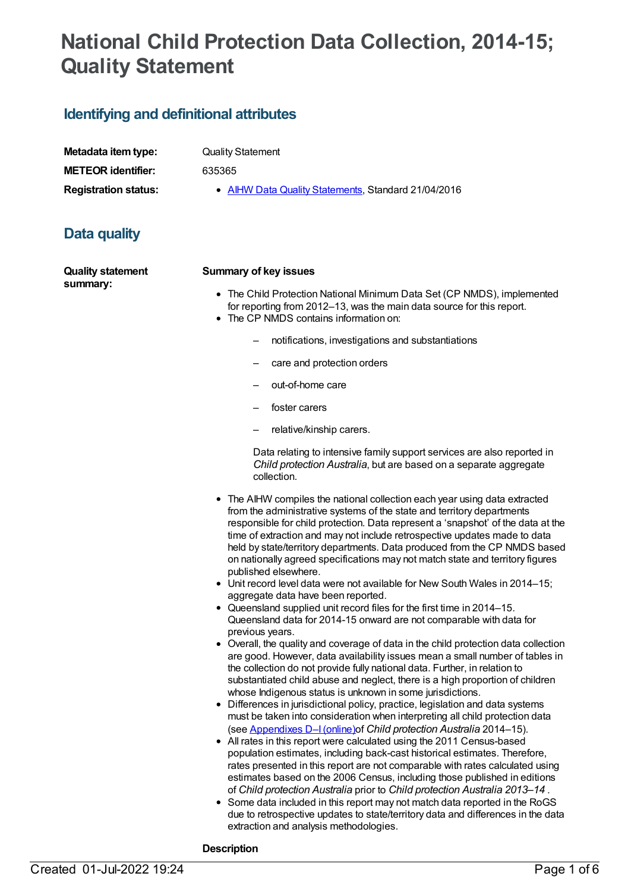# National Child Protection Data Collection, 2014-15; Quality Statement

## Identifying and definitional attributes

**Metadata item type:** Quality Statement

**METEOR identifier:** 635365

**Registration status:**
- AIHW Data Quality Statements, Standard 21/04/2016

## Data quality

**Quality statement summary:**

**Summary of key issues**

- The Child Protection National Minimum Data Set (CP NMDS), implemented for reporting from 2012–13, was the main data source for this report.
- The CP NMDS contains information on:
  - notifications, investigations and substantiations
  - care and protection orders
  - out-of-home care
  - foster carers
  - relative/kinship carers.

  Data relating to intensive family support services are also reported in *Child protection Australia*, but are based on a separate aggregate collection.
- The AIHW compiles the national collection each year using data extracted from the administrative systems of the state and territory departments responsible for child protection. Data represent a 'snapshot' of the data at the time of extraction and may not include retrospective updates made to data held by state/territory departments. Data produced from the CP NMDS based on nationally agreed specifications may not match state and territory figures published elsewhere.
- Unit record level data were not available for New South Wales in 2014–15; aggregate data have been reported.
- Queensland supplied unit record files for the first time in 2014–15. Queensland data for 2014-15 onward are not comparable with data for previous years.
- Overall, the quality and coverage of data in the child protection data collection are good. However, data availability issues mean a small number of tables in the collection do not provide fully national data. Further, in relation to substantiated child abuse and neglect, there is a high proportion of children whose Indigenous status is unknown in some jurisdictions.
- Differences in jurisdictional policy, practice, legislation and data systems must be taken into consideration when interpreting all child protection data (see Appendixes D–I (online)of *Child protection Australia* 2014–15).
- All rates in this report were calculated using the 2011 Census-based population estimates, including back-cast historical estimates. Therefore, rates presented in this report are not comparable with rates calculated using estimates based on the 2006 Census, including those published in editions of *Child protection Australia* prior to *Child protection Australia 2013–14* .
- Some data included in this report may not match data reported in the RoGS due to retrospective updates to state/territory data and differences in the data extraction and analysis methodologies.

**Description**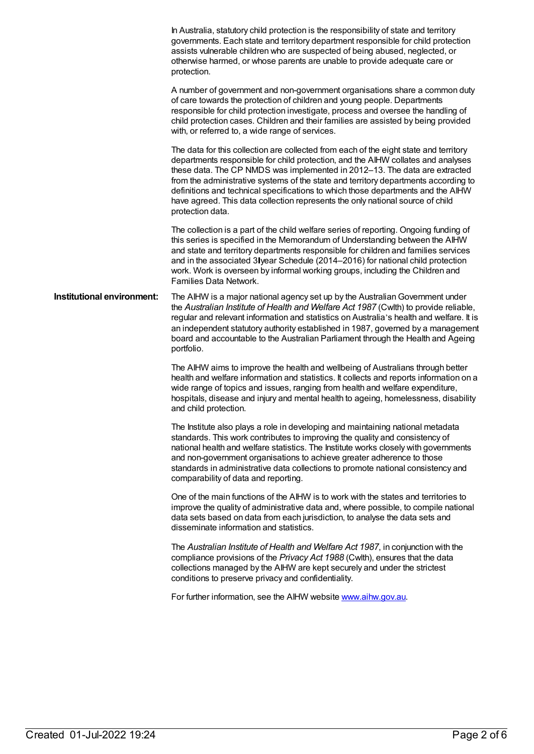In Australia, statutory child protection is the responsibility of state and territory governments. Each state and territory department responsible for child protection assists vulnerable children who are suspected of being abused, neglected, or otherwise harmed, or whose parents are unable to provide adequate care or protection.

A number of government and non-government organisations share a common duty of care towards the protection of children and young people. Departments responsible for child protection investigate, process and oversee the handling of child protection cases. Children and their families are assisted by being provided with, or referred to, a wide range of services.

The data for this collection are collected from each of the eight state and territory departments responsible for child protection, and the AIHW collates and analyses these data. The CP NMDS was implemented in 2012–13. The data are extracted from the administrative systems of the state and territory departments according to definitions and technical specifications to which those departments and the AIHW have agreed. This data collection represents the only national source of child protection data.

The collection is a part of the child welfare series of reporting. Ongoing funding of this series is specified in the Memorandum of Understanding between the AIHW and state and territory departments responsible for children and families services and in the associated 3‑year Schedule (2014–2016) for national child protection work. Work is overseen by informal working groups, including the Children and Families Data Network.

**Institutional environment:**

The AIHW is a major national agency set up by the Australian Government under the *Australian Institute of Health and Welfare Act 1987* (Cwlth) to provide reliable, regular and relevant information and statistics on Australia's health and welfare. It is an independent statutory authority established in 1987, governed by a management board and accountable to the Australian Parliament through the Health and Ageing portfolio.

The AIHW aims to improve the health and wellbeing of Australians through better health and welfare information and statistics. It collects and reports information on a wide range of topics and issues, ranging from health and welfare expenditure, hospitals, disease and injury and mental health to ageing, homelessness, disability and child protection.

The Institute also plays a role in developing and maintaining national metadata standards. This work contributes to improving the quality and consistency of national health and welfare statistics. The Institute works closely with governments and non-government organisations to achieve greater adherence to those standards in administrative data collections to promote national consistency and comparability of data and reporting.

One of the main functions of the AIHW is to work with the states and territories to improve the quality of administrative data and, where possible, to compile national data sets based on data from each jurisdiction, to analyse the data sets and disseminate information and statistics.

The *Australian Institute of Health and Welfare Act 1987*, in conjunction with the compliance provisions of the *Privacy Act 1988* (Cwlth), ensures that the data collections managed by the AIHW are kept securely and under the strictest conditions to preserve privacy and confidentiality.

For further information, see the AIHW website [www.aihw.gov.au](http://www.aihw.gov.au).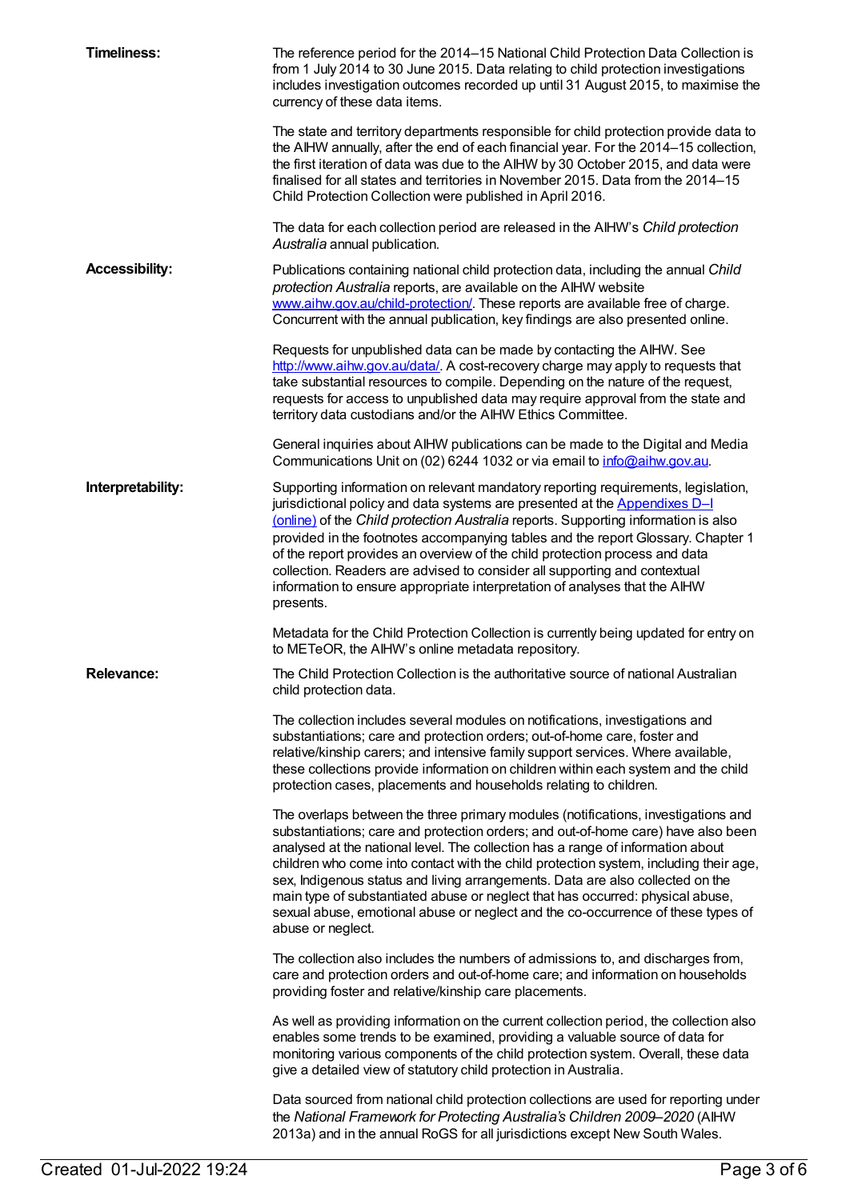**Timeliness:**

The reference period for the 2014–15 National Child Protection Data Collection is from 1 July 2014 to 30 June 2015. Data relating to child protection investigations includes investigation outcomes recorded up until 31 August 2015, to maximise the currency of these data items.

The state and territory departments responsible for child protection provide data to the AIHW annually, after the end of each financial year. For the 2014–15 collection, the first iteration of data was due to the AIHW by 30 October 2015, and data were finalised for all states and territories in November 2015. Data from the 2014–15 Child Protection Collection were published in April 2016.

The data for each collection period are released in the AIHW's *Child protection Australia* annual publication.

**Accessibility:**

Publications containing national child protection data, including the annual *Child protection Australia* reports, are available on the AIHW website [www.aihw.gov.au/child-protection/](www.aihw.gov.au/child-protection/). These reports are available free of charge. Concurrent with the annual publication, key findings are also presented online.

Requests for unpublished data can be made by contacting the AIHW. See [http://www.aihw.gov.au/data/](http://www.aihw.gov.au/data/). A cost-recovery charge may apply to requests that take substantial resources to compile. Depending on the nature of the request, requests for access to unpublished data may require approval from the state and territory data custodians and/or the AIHW Ethics Committee.

General inquiries about AIHW publications can be made to the Digital and Media Communications Unit on (02) 6244 1032 or via email to [info@aihw.gov.au](mailto:info@aihw.gov.au).

**Interpretability:**

Supporting information on relevant mandatory reporting requirements, legislation, jurisdictional policy and data systems are presented at the Appendixes D–I (online) of the *Child protection Australia* reports. Supporting information is also provided in the footnotes accompanying tables and the report Glossary. Chapter 1 of the report provides an overview of the child protection process and data collection. Readers are advised to consider all supporting and contextual information to ensure appropriate interpretation of analyses that the AIHW presents.

Metadata for the Child Protection Collection is currently being updated for entry on to METeOR, the AIHW's online metadata repository.

**Relevance:**

The Child Protection Collection is the authoritative source of national Australian child protection data.

The collection includes several modules on notifications, investigations and substantiations; care and protection orders; out-of-home care, foster and relative/kinship carers; and intensive family support services. Where available, these collections provide information on children within each system and the child protection cases, placements and households relating to children.

The overlaps between the three primary modules (notifications, investigations and substantiations; care and protection orders; and out-of-home care) have also been analysed at the national level. The collection has a range of information about children who come into contact with the child protection system, including their age, sex, Indigenous status and living arrangements. Data are also collected on the main type of substantiated abuse or neglect that has occurred: physical abuse, sexual abuse, emotional abuse or neglect and the co-occurrence of these types of abuse or neglect.

The collection also includes the numbers of admissions to, and discharges from, care and protection orders and out-of-home care; and information on households providing foster and relative/kinship care placements.

As well as providing information on the current collection period, the collection also enables some trends to be examined, providing a valuable source of data for monitoring various components of the child protection system. Overall, these data give a detailed view of statutory child protection in Australia.

Data sourced from national child protection collections are used for reporting under the *National Framework for Protecting Australia's Children 2009–2020* (AIHW 2013a) and in the annual RoGS for all jurisdictions except New South Wales.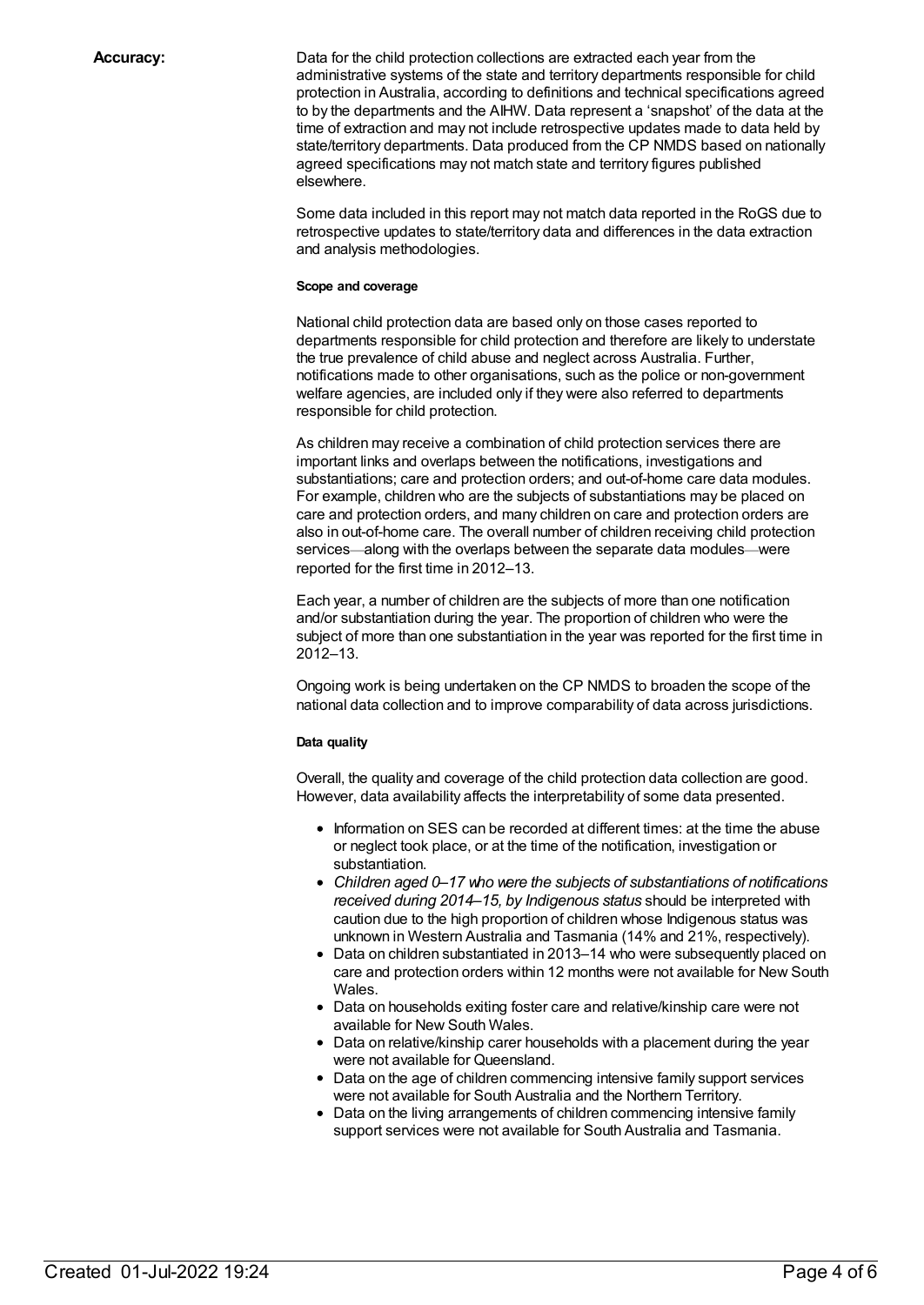**Accuracy:**

Data for the child protection collections are extracted each year from the administrative systems of the state and territory departments responsible for child protection in Australia, according to definitions and technical specifications agreed to by the departments and the AIHW. Data represent a 'snapshot' of the data at the time of extraction and may not include retrospective updates made to data held by state/territory departments. Data produced from the CP NMDS based on nationally agreed specifications may not match state and territory figures published elsewhere.

Some data included in this report may not match data reported in the RoGS due to retrospective updates to state/territory data and differences in the data extraction and analysis methodologies.

**Scope and coverage**

National child protection data are based only on those cases reported to departments responsible for child protection and therefore are likely to understate the true prevalence of child abuse and neglect across Australia. Further, notifications made to other organisations, such as the police or non-government welfare agencies, are included only if they were also referred to departments responsible for child protection.

As children may receive a combination of child protection services there are important links and overlaps between the notifications, investigations and substantiations; care and protection orders; and out-of-home care data modules. For example, children who are the subjects of substantiations may be placed on care and protection orders, and many children on care and protection orders are also in out-of-home care. The overall number of children receiving child protection services—along with the overlaps between the separate data modules—were reported for the first time in 2012–13.

Each year, a number of children are the subjects of more than one notification and/or substantiation during the year. The proportion of children who were the subject of more than one substantiation in the year was reported for the first time in 2012–13.

Ongoing work is being undertaken on the CP NMDS to broaden the scope of the national data collection and to improve comparability of data across jurisdictions.

**Data quality**

Overall, the quality and coverage of the child protection data collection are good. However, data availability affects the interpretability of some data presented.

- Information on SES can be recorded at different times: at the time the abuse or neglect took place, or at the time of the notification, investigation or substantiation.
- *Children aged 0–17 who were the subjects of substantiations of notifications received during 2014–15, by Indigenous status* should be interpreted with caution due to the high proportion of children whose Indigenous status was unknown in Western Australia and Tasmania (14% and 21%, respectively).
- Data on children substantiated in 2013–14 who were subsequently placed on care and protection orders within 12 months were not available for New South Wales.
- Data on households exiting foster care and relative/kinship care were not available for New South Wales.
- Data on relative/kinship carer households with a placement during the year were not available for Queensland.
- Data on the age of children commencing intensive family support services were not available for South Australia and the Northern Territory.
- Data on the living arrangements of children commencing intensive family support services were not available for South Australia and Tasmania.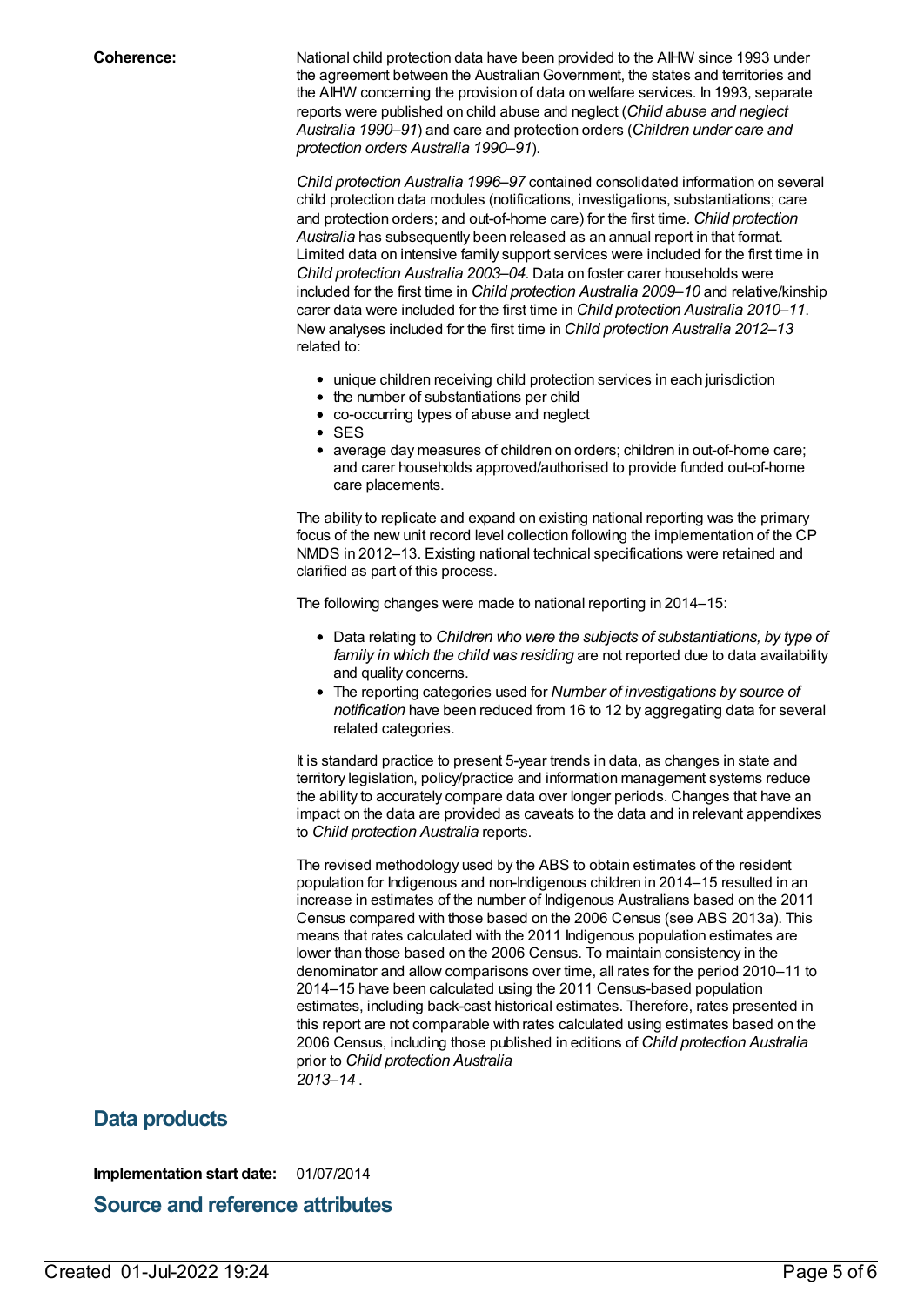**Coherence:** National child protection data have been provided to the AIHW since 1993 under the agreement between the Australian Government, the states and territories and the AIHW concerning the provision of data on welfare services. In 1993, separate reports were published on child abuse and neglect (*Child abuse and neglect Australia 1990–91*) and care and protection orders (*Children under care and protection orders Australia 1990–91*).

*Child protection Australia 1996–97* contained consolidated information on several child protection data modules (notifications, investigations, substantiations; care and protection orders; and out-of-home care) for the first time. *Child protection Australia* has subsequently been released as an annual report in that format. Limited data on intensive family support services were included for the first time in *Child protection Australia 2003–04*. Data on foster carer households were included for the first time in *Child protection Australia 2009–10* and relative/kinship carer data were included for the first time in *Child protection Australia 2010–11*. New analyses included for the first time in *Child protection Australia 2012–13* related to:

- unique children receiving child protection services in each jurisdiction
- the number of substantiations per child
- co-occurring types of abuse and neglect
- SES
- average day measures of children on orders; children in out-of-home care; and carer households approved/authorised to provide funded out-of-home care placements.

The ability to replicate and expand on existing national reporting was the primary focus of the new unit record level collection following the implementation of the CP NMDS in 2012–13. Existing national technical specifications were retained and clarified as part of this process.

The following changes were made to national reporting in 2014–15:

- Data relating to *Children who were the subjects of substantiations, by type of family in which the child was residing* are not reported due to data availability and quality concerns.
- The reporting categories used for *Number of investigations by source of notification* have been reduced from 16 to 12 by aggregating data for several related categories.

It is standard practice to present 5-year trends in data, as changes in state and territory legislation, policy/practice and information management systems reduce the ability to accurately compare data over longer periods. Changes that have an impact on the data are provided as caveats to the data and in relevant appendixes to *Child protection Australia* reports.

The revised methodology used by the ABS to obtain estimates of the resident population for Indigenous and non-Indigenous children in 2014–15 resulted in an increase in estimates of the number of Indigenous Australians based on the 2011 Census compared with those based on the 2006 Census (see ABS 2013a). This means that rates calculated with the 2011 Indigenous population estimates are lower than those based on the 2006 Census. To maintain consistency in the denominator and allow comparisons over time, all rates for the period 2010–11 to 2014–15 have been calculated using the 2011 Census-based population estimates, including back-cast historical estimates. Therefore, rates presented in this report are not comparable with rates calculated using estimates based on the 2006 Census, including those published in editions of *Child protection Australia* prior to *Child protection Australia 2013–14* .

## Data products

**Implementation start date:** 01/07/2014

## Source and reference attributes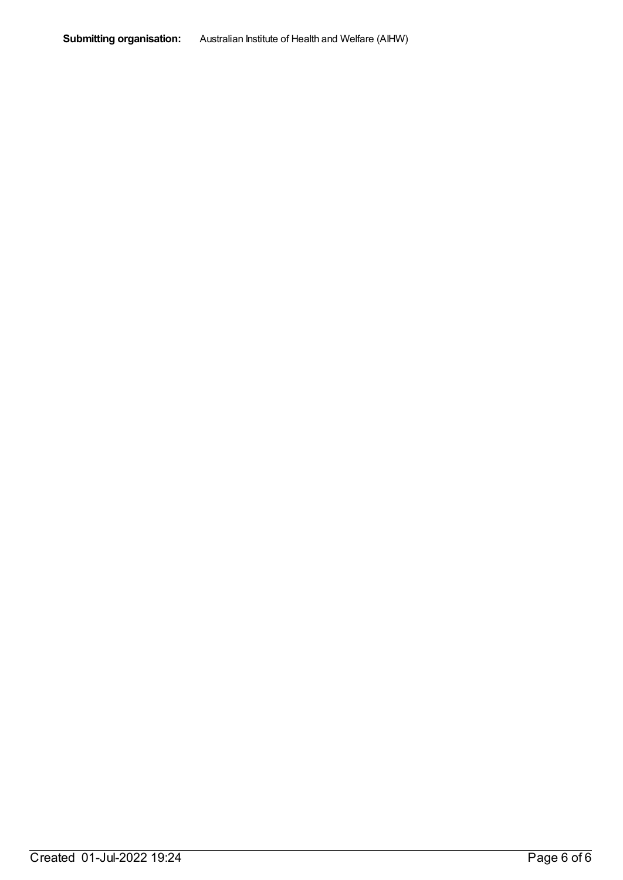**Submitting organisation:** Australian Institute of Health and Welfare (AIHW)